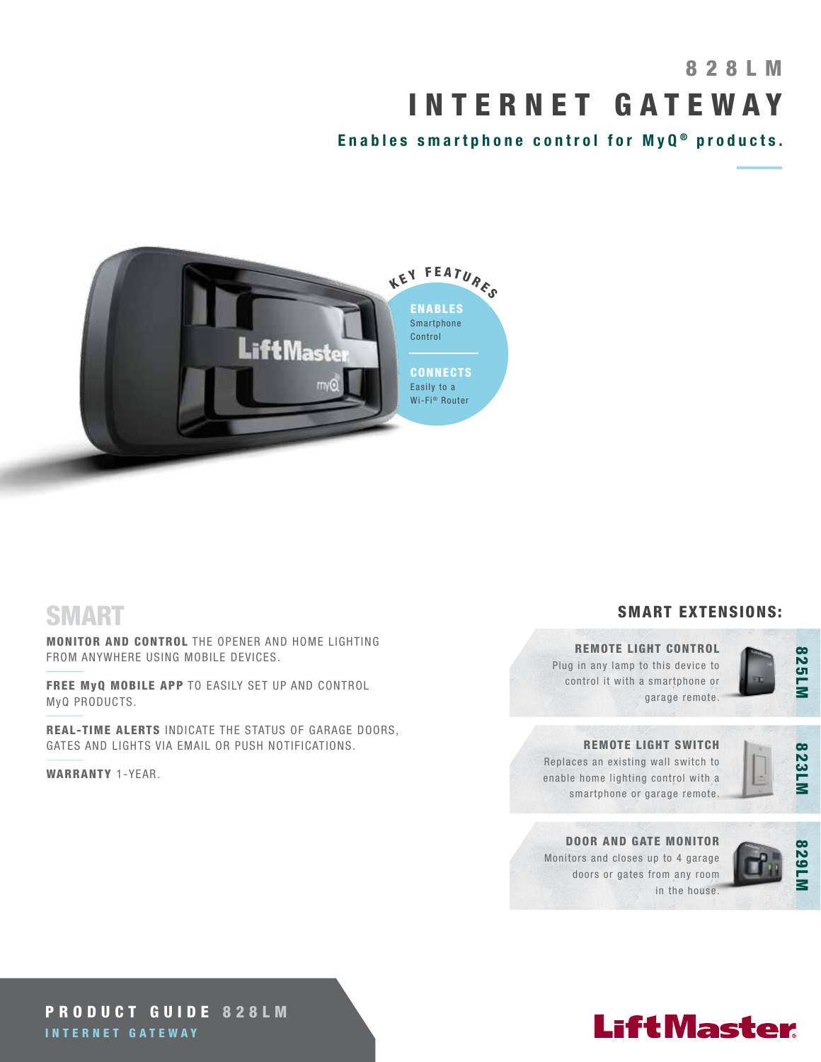# 828LM

# INTERNET GATEWAY

**Enables smartphone control for MyQ® products.**

## KEY FEATURES

**ENABLES**
Smartphone Control

**CONNECTS**
Easily to a Wi-Fi® Router

## SMART

**MONITOR AND CONTROL** THE OPENER AND HOME LIGHTING FROM ANYWHERE USING MOBILE DEVICES.

**FREE MyQ MOBILE APP** TO EASILY SET UP AND CONTROL MyQ PRODUCTS.

**REAL-TIME ALERTS** INDICATE THE STATUS OF GARAGE DOORS, GATES AND LIGHTS VIA EMAIL OR PUSH NOTIFICATIONS.

**WARRANTY** 1-YEAR.

## SMART EXTENSIONS:

**REMOTE LIGHT CONTROL** — 825LM
Plug in any lamp to this device to control it with a smartphone or garage remote.

**REMOTE LIGHT SWITCH** — 823LM
Replaces an existing wall switch to enable home lighting control with a smartphone or garage remote.

**DOOR AND GATE MONITOR** — 829LM
Monitors and closes up to 4 garage doors or gates from any room in the house.

**PRODUCT GUIDE 828LM**
**INTERNET GATEWAY**

LiftMaster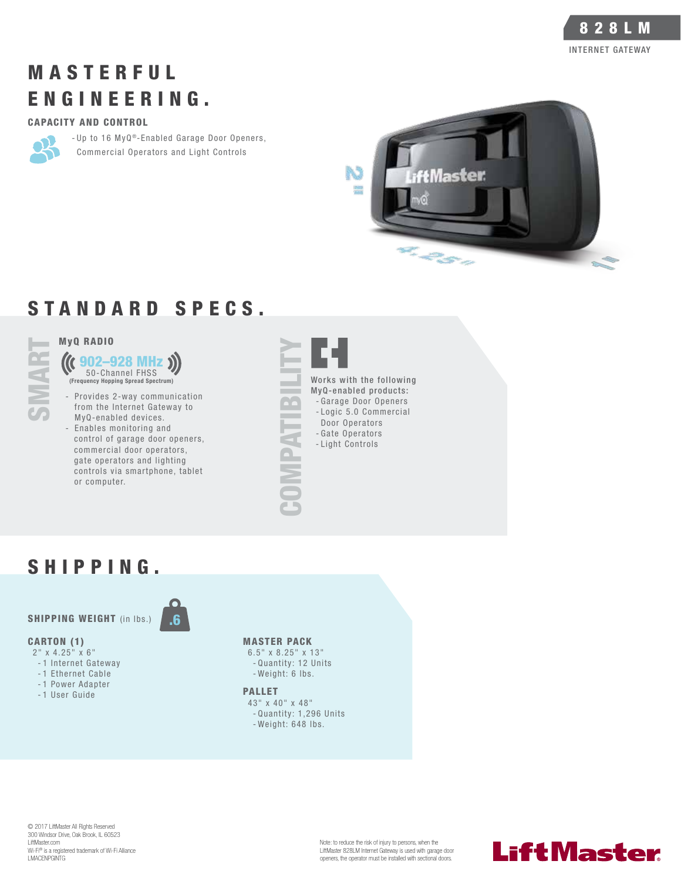828LM

INTERNET GATEWAY

# MASTERFUL ENGINEERING.

**CAPACITY AND CONTROL**

- Up to 16 MyQ®-Enabled Garage Door Openers, Commercial Operators and Light Controls

2"

4.25"

1"

# STANDARD SPECS.

## SMART

**MyQ RADIO**

902–928 MHz
50-Channel FHSS
**(Frequency Hopping Spread Spectrum)**

- Provides 2-way communication from the Internet Gateway to MyQ-enabled devices.
- Enables monitoring and control of garage door openers, commercial door operators, gate operators and lighting controls via smartphone, tablet or computer.

## COMPATIBILITY

Works with the following MyQ-enabled products:

- Garage Door Openers
- Logic 5.0 Commercial Door Operators
- Gate Operators
- Light Controls

# SHIPPING.

**SHIPPING WEIGHT** (in lbs.) .6

**CARTON (1)**
2" x 4.25" x 6"

- 1 Internet Gateway
- 1 Ethernet Cable
- 1 Power Adapter
- 1 User Guide

**MASTER PACK**
6.5" x 8.25" x 13"

- Quantity: 12 Units
- Weight: 6 lbs.

**PALLET**
43" x 40" x 48"

- Quantity: 1,296 Units
- Weight: 648 lbs.

© 2017 LiftMaster All Rights Reserved
300 Windsor Drive, Oak Brook, IL 60523
LiftMaster.com
Wi-Fi® is a registered trademark of Wi-Fi Alliance
LMACENPGINTG

Note: to reduce the risk of injury to persons, when the LiftMaster 828LM Internet Gateway is used with garage door openers, the operator must be installed with sectional doors.

LiftMaster